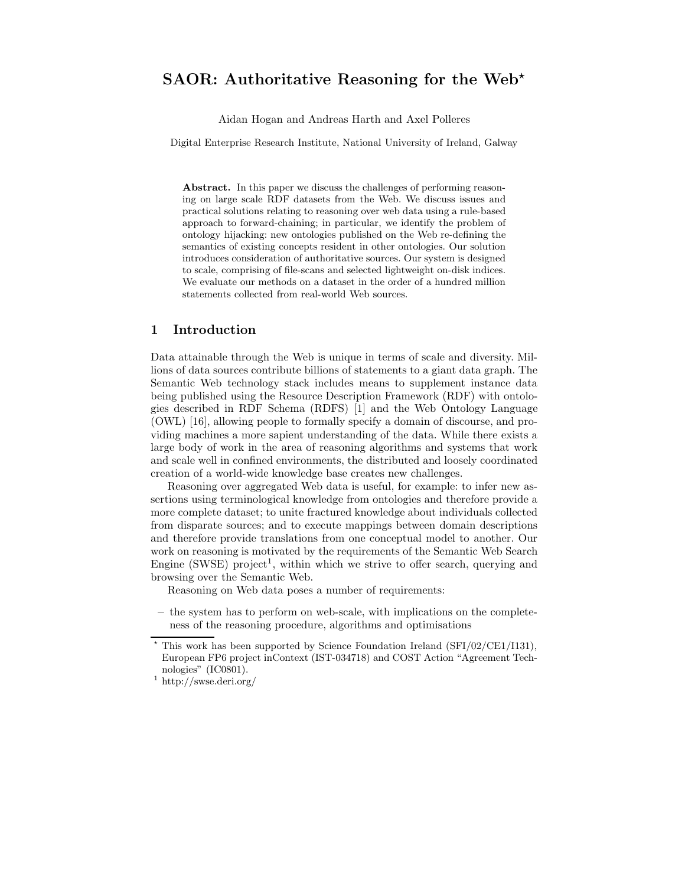# SAOR: Authoritative Reasoning for the Web*

Aidan Hogan and Andreas Harth and Axel Polleres

Digital Enterprise Research Institute, National University of Ireland, Galway

**Abstract.** In this paper we discuss the challenges of performing reasoning on large scale RDF datasets from the Web. We discuss issues and practical solutions relating to reasoning over web data using a rule-based approach to forward-chaining; in particular, we identify the problem of ontology hijacking: new ontologies published on the Web re-defining the semantics of existing concepts resident in other ontologies. Our solution introduces consideration of authoritative sources. Our system is designed to scale, comprising of file-scans and selected lightweight on-disk indices. We evaluate our methods on a dataset in the order of a hundred million statements collected from real-world Web sources.

## 1 Introduction

Data attainable through the Web is unique in terms of scale and diversity. Millions of data sources contribute billions of statements to a giant data graph. The Semantic Web technology stack includes means to supplement instance data being published using the Resource Description Framework (RDF) with ontologies described in RDF Schema (RDFS) [1] and the Web Ontology Language (OWL) [16], allowing people to formally specify a domain of discourse, and providing machines a more sapient understanding of the data. While there exists a large body of work in the area of reasoning algorithms and systems that work and scale well in confined environments, the distributed and loosely coordinated creation of a world-wide knowledge base creates new challenges.

Reasoning over aggregated Web data is useful, for example: to infer new assertions using terminological knowledge from ontologies and therefore provide a more complete dataset; to unite fractured knowledge about individuals collected from disparate sources; and to execute mappings between domain descriptions and therefore provide translations from one conceptual model to another. Our work on reasoning is motivated by the requirements of the Semantic Web Search Engine (SWSE) project[1], within which we strive to offer search, querying and browsing over the Semantic Web.

Reasoning on Web data poses a number of requirements:

– the system has to perform on web-scale, with implications on the completeness of the reasoning procedure, algorithms and optimisations

* This work has been supported by Science Foundation Ireland (SFI/02/CE1/I131), European FP6 project inContext (IST-034718) and COST Action "Agreement Technologies" (IC0801).

[1] http://swse.deri.org/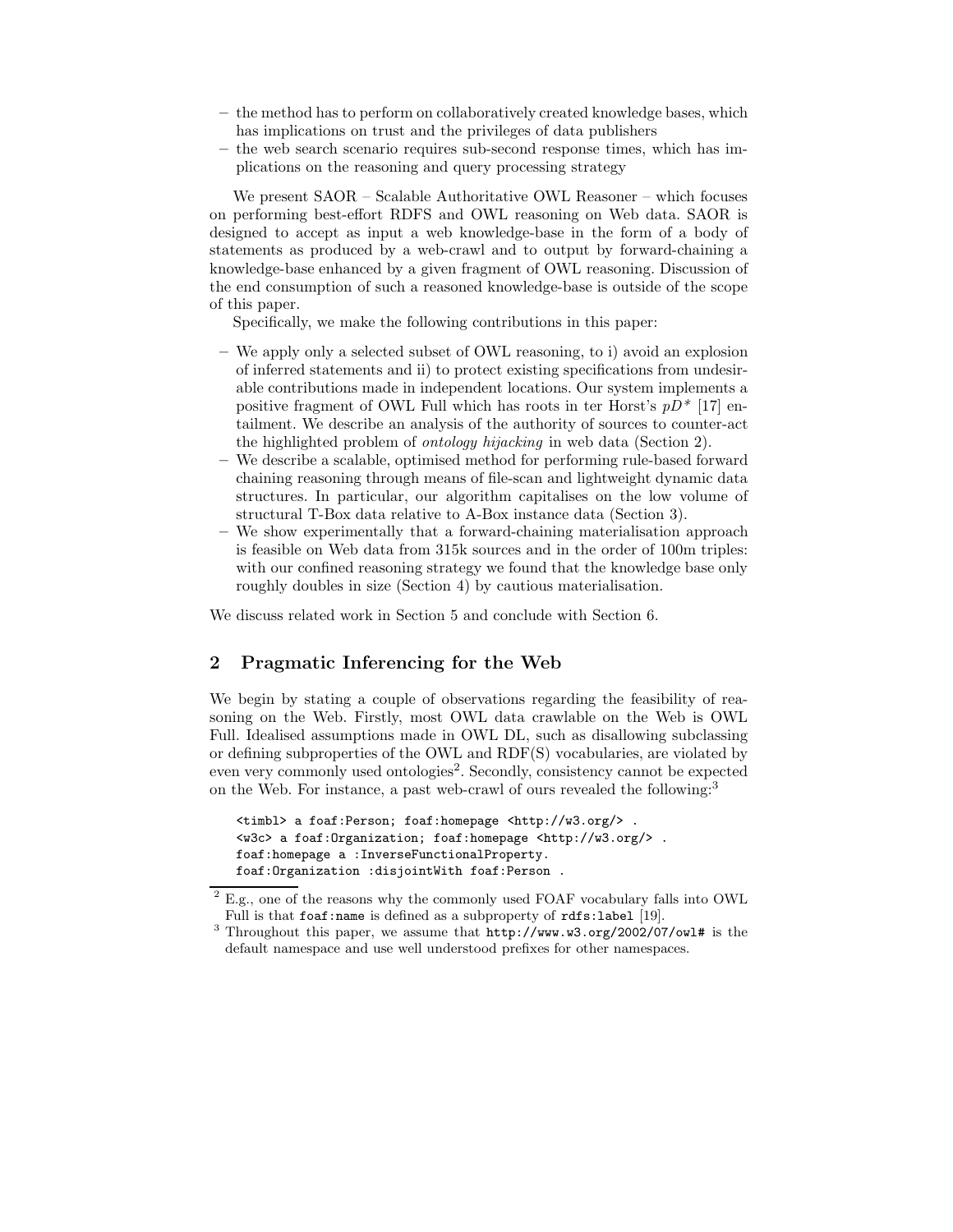- the method has to perform on collaboratively created knowledge bases, which has implications on trust and the privileges of data publishers
- the web search scenario requires sub-second response times, which has implications on the reasoning and query processing strategy

We present SAOR – Scalable Authoritative OWL Reasoner – which focuses on performing best-effort RDFS and OWL reasoning on Web data. SAOR is designed to accept as input a web knowledge-base in the form of a body of statements as produced by a web-crawl and to output by forward-chaining a knowledge-base enhanced by a given fragment of OWL reasoning. Discussion of the end consumption of such a reasoned knowledge-base is outside of the scope of this paper.

Specifically, we make the following contributions in this paper:

- We apply only a selected subset of OWL reasoning, to i) avoid an explosion of inferred statements and ii) to protect existing specifications from undesirable contributions made in independent locations. Our system implements a positive fragment of OWL Full which has roots in ter Horst's *pD\** [17] entailment. We describe an analysis of the authority of sources to counter-act the highlighted problem of *ontology hijacking* in web data (Section 2).
- We describe a scalable, optimised method for performing rule-based forward chaining reasoning through means of file-scan and lightweight dynamic data structures. In particular, our algorithm capitalises on the low volume of structural T-Box data relative to A-Box instance data (Section 3).
- We show experimentally that a forward-chaining materialisation approach is feasible on Web data from 315k sources and in the order of 100m triples: with our confined reasoning strategy we found that the knowledge base only roughly doubles in size (Section 4) by cautious materialisation.

We discuss related work in Section 5 and conclude with Section 6.

## 2 Pragmatic Inferencing for the Web

We begin by stating a couple of observations regarding the feasibility of reasoning on the Web. Firstly, most OWL data crawlable on the Web is OWL Full. Idealised assumptions made in OWL DL, such as disallowing subclassing or defining subproperties of the OWL and RDF(S) vocabularies, are violated by even very commonly used ontologies[2]. Secondly, consistency cannot be expected on the Web. For instance, a past web-crawl of ours revealed the following:[3]

```
<timbl> a foaf:Person; foaf:homepage <http://w3.org/> .
<w3c> a foaf:Organization; foaf:homepage <http://w3.org/> .
foaf:homepage a :InverseFunctionalProperty.
foaf:Organization :disjointWith foaf:Person .
```

[2] E.g., one of the reasons why the commonly used FOAF vocabulary falls into OWL Full is that `foaf:name` is defined as a subproperty of `rdfs:label` [19].

[3] Throughout this paper, we assume that `http://www.w3.org/2002/07/owl#` is the default namespace and use well understood prefixes for other namespaces.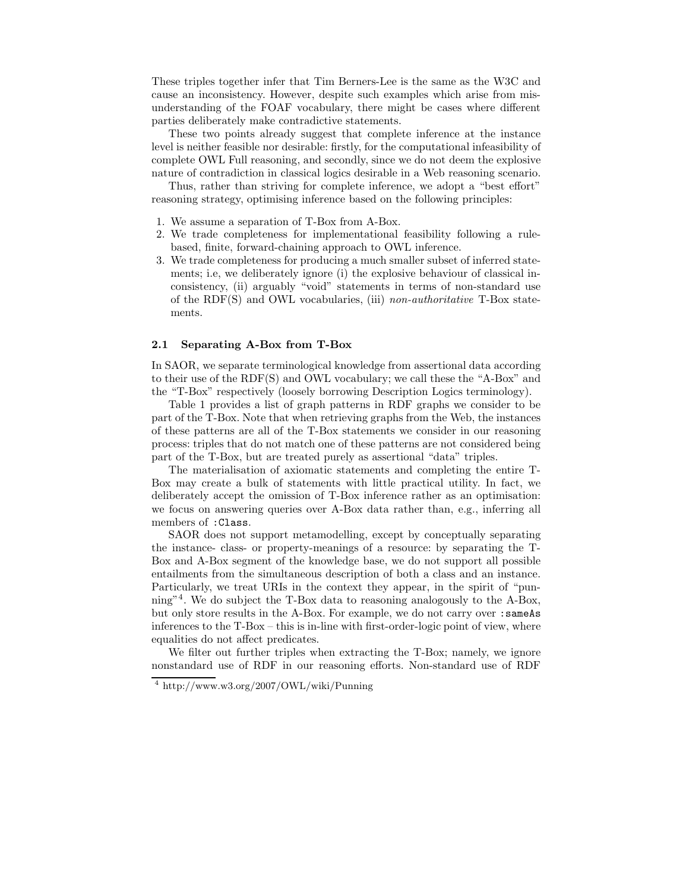These triples together infer that Tim Berners-Lee is the same as the W3C and cause an inconsistency. However, despite such examples which arise from misunderstanding of the FOAF vocabulary, there might be cases where different parties deliberately make contradictive statements.

These two points already suggest that complete inference at the instance level is neither feasible nor desirable: firstly, for the computational infeasibility of complete OWL Full reasoning, and secondly, since we do not deem the explosive nature of contradiction in classical logics desirable in a Web reasoning scenario.

Thus, rather than striving for complete inference, we adopt a "best effort" reasoning strategy, optimising inference based on the following principles:

1. We assume a separation of T-Box from A-Box.
2. We trade completeness for implementational feasibility following a rule-based, finite, forward-chaining approach to OWL inference.
3. We trade completeness for producing a much smaller subset of inferred statements; i.e, we deliberately ignore (i) the explosive behaviour of classical inconsistency, (ii) arguably "void" statements in terms of non-standard use of the RDF(S) and OWL vocabularies, (iii) *non-authoritative* T-Box statements.

### 2.1 Separating A-Box from T-Box

In SAOR, we separate terminological knowledge from assertional data according to their use of the RDF(S) and OWL vocabulary; we call these the "A-Box" and the "T-Box" respectively (loosely borrowing Description Logics terminology).

Table 1 provides a list of graph patterns in RDF graphs we consider to be part of the T-Box. Note that when retrieving graphs from the Web, the instances of these patterns are all of the T-Box statements we consider in our reasoning process: triples that do not match one of these patterns are not considered being part of the T-Box, but are treated purely as assertional "data" triples.

The materialisation of axiomatic statements and completing the entire T-Box may create a bulk of statements with little practical utility. In fact, we deliberately accept the omission of T-Box inference rather as an optimisation: we focus on answering queries over A-Box data rather than, e.g., inferring all members of `:Class`.

SAOR does not support metamodelling, except by conceptually separating the instance- class- or property-meanings of a resource: by separating the T-Box and A-Box segment of the knowledge base, we do not support all possible entailments from the simultaneous description of both a class and an instance. Particularly, we treat URIs in the context they appear, in the spirit of "punning"[4]. We do subject the T-Box data to reasoning analogously to the A-Box, but only store results in the A-Box. For example, we do not carry over `:sameAs` inferences to the T-Box – this is in-line with first-order-logic point of view, where equalities do not affect predicates.

We filter out further triples when extracting the T-Box; namely, we ignore nonstandard use of RDF in our reasoning efforts. Non-standard use of RDF

[4] http://www.w3.org/2007/OWL/wiki/Punning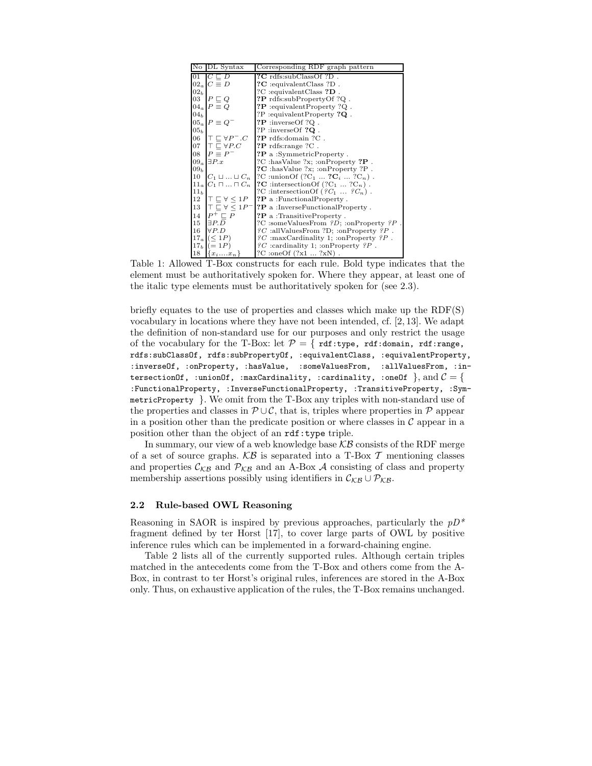| No | DL Syntax | Corresponding RDF graph pattern |
|---|---|---|
| 01 | $C \sqsubseteq D$ | **?C** rdfs:subClassOf ?D . |
| $02_a$ | $C \equiv D$ | **?C** :equivalentClass ?D . |
| $02_b$ | | ?C :equivalentClass **?D** . |
| 03 | $P \sqsubseteq Q$ | **?P** rdfs:subPropertyOf ?Q . |
| $04_a$ | $P \equiv Q$ | **?P** :equivalentProperty ?Q . |
| $04_b$ | | ?P :equivalentProperty **?Q** . |
| $05_a$ | $P \equiv Q^-$ | **?P** :inverseOf ?Q . |
| $05_b$ | | ?P :inverseOf **?Q** . |
| 06 | $\top \sqsubseteq \forall P^-.C$ | **?P** rdfs:domain ?C . |
| 07 | $\top \sqsubseteq \forall P.C$ | **?P** rdfs:range ?C . |
| 08 | $P \equiv P^-$ | **?P** a :SymmetricProperty . |
| $09_a$ | $\exists P.x$ | ?C :hasValue ?x; :onProperty **?P** . |
| $09_b$ | | **?C** :hasValue ?x; :onProperty ?P . |
| 10 | $C_1 \sqcup ... \sqcup C_n$ | ?C :unionOf (?$C_1$ ... **?$C_i$** ... ?$C_n$) . |
| $11_a$ | $C_1 \sqcap ... \sqcap C_n$ | **?C** :intersectionOf (?$C_1$ ... ?$C_n$) . |
| $11_b$ | | ?C :intersectionOf (*?$C_1$* ... *?$C_n$*) . |
| 12 | $\top \sqsubseteq \forall \leq 1P$ | **?P** a :FunctionalProperty . |
| 13 | $\top \sqsubseteq \forall \leq 1P^-$ | **?P** a :InverseFunctionalProperty . |
| 14 | $P^+ \sqsubseteq P$ | **?P** a :TransitiveProperty . |
| 15 | $\exists P.D$ | ?C :someValuesFrom *?D*; :onProperty *?P* . |
| 16 | $\forall P.D$ | *?C* :allValuesFrom ?D; :onProperty *?P* . |
| $17_a$ | $(\leq 1P)$ | *?C* :maxCardinality 1; :onProperty *?P* . |
| $17_b$ | $(= 1P)$ | *?C* :cardinality 1; :onProperty *?P* . |
| 18 | $\{x_i ... x_n\}$ | ?C :oneOf (?x1 ... ?xN) . |

Table 1: Allowed T-Box constructs for each rule. Bold type indicates that the element must be authoritatively spoken for. Where they appear, at least one of the italic type elements must be authoritatively spoken for (see 2.3).

briefly equates to the use of properties and classes which make up the RDF(S) vocabulary in locations where they have not been intended, cf. [2, 13]. We adapt the definition of non-standard use for our purposes and only restrict the usage of the vocabulary for the T-Box: let $\mathcal{P} = \{$ `rdf:type`, `rdf:domain`, `rdf:range`, `rdfs:subClassOf`, `rdfs:subPropertyOf`, `:equivalentClass`, `:equivalentProperty`, `:inverseOf`, `:onProperty`, `:hasValue`, `:someValuesFrom`, `:allValuesFrom`, `:intersectionOf`, `:unionOf`, `:maxCardinality`, `:cardinality`, `:oneOf` $\}$, and $\mathcal{C} = \{$ `:FunctionalProperty`, `:InverseFunctionalProperty`, `:TransitiveProperty`, `:SymmetricProperty` $\}$. We omit from the T-Box any triples with non-standard use of the properties and classes in $\mathcal{P} \cup \mathcal{C}$, that is, triples where properties in $\mathcal{P}$ appear in a position other than the predicate position or where classes in $\mathcal{C}$ appear in a position other than the object of an `rdf:type` triple.

In summary, our view of a web knowledge base $\mathcal{KB}$ consists of the RDF merge of a set of source graphs. $\mathcal{KB}$ is separated into a T-Box $\mathcal{T}$ mentioning classes and properties $\mathcal{C}_{\mathcal{KB}}$ and $\mathcal{P}_{\mathcal{KB}}$ and an A-Box $\mathcal{A}$ consisting of class and property membership assertions possibly using identifiers in $\mathcal{C}_{\mathcal{KB}} \cup \mathcal{P}_{\mathcal{KB}}$.

### 2.2 Rule-based OWL Reasoning

Reasoning in SAOR is inspired by previous approaches, particularly the *pD\** fragment defined by ter Horst [17], to cover large parts of OWL by positive inference rules which can be implemented in a forward-chaining engine.

Table 2 lists all of the currently supported rules. Although certain triples matched in the antecedents come from the T-Box and others come from the A-Box, in contrast to ter Horst's original rules, inferences are stored in the A-Box only. Thus, on exhaustive application of the rules, the T-Box remains unchanged.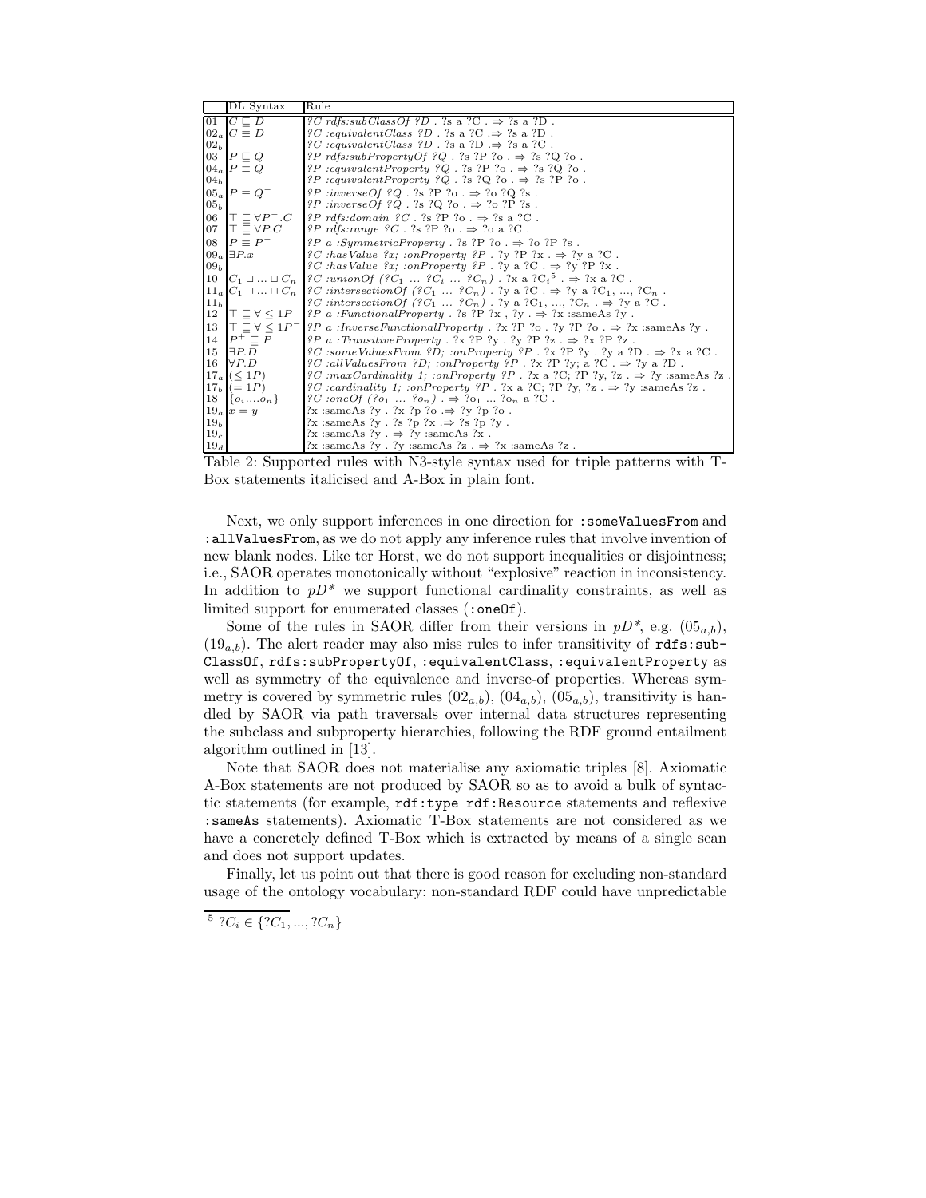| | DL Syntax | Rule |
|---|---|---|
| 01 | $C \sqsubseteq D$ | *?C rdfs:subClassOf ?D* . ?s a ?C . ⇒ ?s a ?D . |
| $02_a$ | $C \equiv D$ | *?C :equivalentClass ?D* . ?s a ?C .⇒ ?s a ?D . |
| $02_b$ | | *?C :equivalentClass ?D* . ?s a ?D .⇒ ?s a ?C . |
| 03 | $P \sqsubseteq Q$ | *?P rdfs:subPropertyOf ?Q* . ?s ?P ?o . ⇒ ?s ?Q ?o . |
| $04_a$ | $P \equiv Q$ | *?P :equivalentProperty ?Q* . ?s ?P ?o . ⇒ ?s ?Q ?o . |
| $04_b$ | | *?P :equivalentProperty ?Q* . ?s ?Q ?o . ⇒ ?s ?P ?o . |
| $05_a$ | $P \equiv Q^-$ | *?P :inverseOf ?Q* . ?s ?P ?o . ⇒ ?o ?Q ?s . |
| $05_b$ | | *?P :inverseOf ?Q* . ?s ?Q ?o . ⇒ ?o ?P ?s . |
| 06 | $\top \sqsubseteq \forall P^-.C$ | *?P rdfs:domain ?C* . ?s ?P ?o . ⇒ ?s a ?C . |
| 07 | $\top \sqsubseteq \forall P.C$ | *?P rdfs:range ?C* . ?s ?P ?o . ⇒ ?o a ?C . |
| 08 | $P \equiv P^-$ | *?P a :SymmetricProperty* . ?s ?P ?o . ⇒ ?o ?P ?s . |
| $09_a$ | $\exists P.x$ | *?C :hasValue ?x; :onProperty ?P* . ?y ?P ?x . ⇒ ?y a ?C . |
| $09_b$ | | *?C :hasValue ?x; :onProperty ?P* . ?y a ?C . ⇒ ?y ?P ?x . |
| 10 | $C_1 \sqcup ... \sqcup C_n$ | *?C :unionOf (?C₁ ... ?Cᵢ ... ?Cₙ)* . ?x a ?Cᵢ[5] . ⇒ ?x a ?C . |
| $11_a$ | $C_1 \sqcap ... \sqcap C_n$ | *?C :intersectionOf (?C₁ ... ?Cₙ)* . ?y a ?C . ⇒ ?y a ?C₁, ..., ?Cₙ . |
| $11_b$ | | *?C :intersectionOf (?C₁ ... ?Cₙ)* . ?y a ?C₁, ..., ?Cₙ . ⇒ ?y a ?C . |
| 12 | $\top \sqsubseteq \forall \leq 1P$ | *?P a :FunctionalProperty* . ?s ?P ?x , ?y . ⇒ ?x :sameAs ?y . |
| 13 | $\top \sqsubseteq \forall \leq 1P^-$ | *?P a :InverseFunctionalProperty* . ?x ?P ?o . ?y ?P ?o . ⇒ ?x :sameAs ?y . |
| 14 | $P^+ \sqsubseteq P$ | *?P a :TransitiveProperty* . ?x ?P ?y . ?y ?P ?z . ⇒ ?x ?P ?z . |
| 15 | $\exists P.D$ | *?C :someValuesFrom ?D; :onProperty ?P* . ?x ?P ?y . ?y a ?D . ⇒ ?x a ?C . |
| 16 | $\forall P.D$ | *?C :allValuesFrom ?D; :onProperty ?P* . ?x ?P ?y; a ?C . ⇒ ?y a ?D . |
| $17_a$ | $(\leq 1P)$ | *?C :maxCardinality 1; :onProperty ?P* . ?x a ?C; ?P ?y, ?z . ⇒ ?y :sameAs ?z . |
| $17_b$ | $(= 1P)$ | *?C :cardinality 1; :onProperty ?P* . ?x a ?C; ?P ?y, ?z . ⇒ ?y :sameAs ?z . |
| 18 | $\{o_i, ..., o_n\}$ | *?C :oneOf (?o₁ ... ?oₙ)* . ⇒ ?o₁ ... ?oₙ a ?C . |
| $19_a$ | $x = y$ | ?x :sameAs ?y . ?x ?p ?o .⇒ ?y ?p ?o . |
| $19_b$ | | ?x :sameAs ?y . ?s ?p ?x .⇒ ?s ?p ?y . |
| $19_c$ | | ?x :sameAs ?y . ⇒ ?y :sameAs ?x . |
| $19_d$ | | ?x :sameAs ?y . ?y :sameAs ?z . ⇒ ?x :sameAs ?z . |

Table 2: Supported rules with N3-style syntax used for triple patterns with T-Box statements italicised and A-Box in plain font.

Next, we only support inferences in one direction for `:someValuesFrom` and `:allValuesFrom`, as we do not apply any inference rules that involve invention of new blank nodes. Like ter Horst, we do not support inequalities or disjointness; i.e., SAOR operates monotonically without "explosive" reaction in inconsistency. In addition to *pD\** we support functional cardinality constraints, as well as limited support for enumerated classes (`:oneOf`).

Some of the rules in SAOR differ from their versions in *pD\**, e.g. $(05_{a,b})$, $(19_{a,b})$. The alert reader may also miss rules to infer transitivity of `rdfs:subClassOf`, `rdfs:subPropertyOf`, `:equivalentClass`, `:equivalentProperty` as well as symmetry of the equivalence and inverse-of properties. Whereas symmetry is covered by symmetric rules $(02_{a,b})$, $(04_{a,b})$, $(05_{a,b})$, transitivity is handled by SAOR via path traversals over internal data structures representing the subclass and subproperty hierarchies, following the RDF ground entailment algorithm outlined in [13].

Note that SAOR does not materialise any axiomatic triples [8]. Axiomatic A-Box statements are not produced by SAOR so as to avoid a bulk of syntactic statements (for example, `rdf:type rdf:Resource` statements and reflexive `:sameAs` statements). Axiomatic T-Box statements are not considered as we have a concretely defined T-Box which is extracted by means of a single scan and does not support updates.

Finally, let us point out that there is good reason for excluding non-standard usage of the ontology vocabulary: non-standard RDF could have unpredictable

[5] $?C_i \in \{?C_1, ..., ?C_n\}$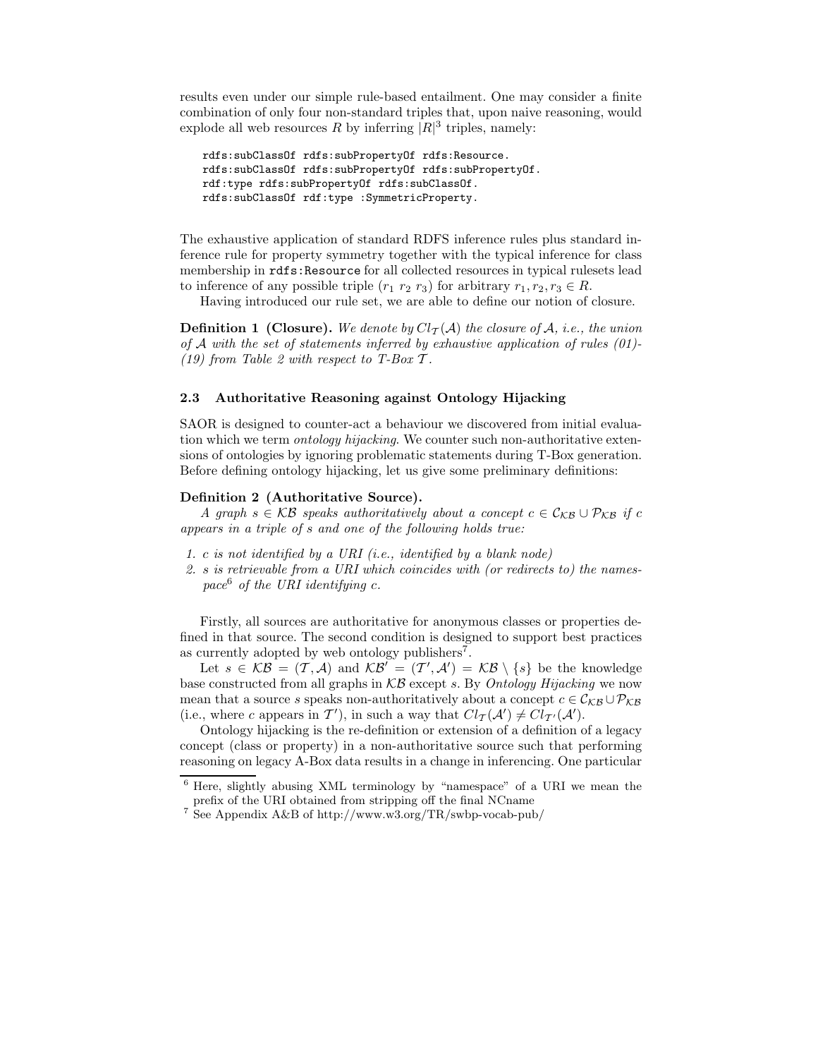results even under our simple rule-based entailment. One may consider a finite combination of only four non-standard triples that, upon naive reasoning, would explode all web resources $R$ by inferring $|R|^3$ triples, namely:

```
rdfs:subClassOf rdfs:subPropertyOf rdfs:Resource.
rdfs:subClassOf rdfs:subPropertyOf rdfs:subPropertyOf.
rdf:type rdfs:subPropertyOf rdfs:subClassOf.
rdfs:subClassOf rdf:type :SymmetricProperty.
```

The exhaustive application of standard RDFS inference rules plus standard inference rule for property symmetry together with the typical inference for class membership in `rdfs:Resource` for all collected resources in typical rulesets lead to inference of any possible triple $(r_1\ r_2\ r_3)$ for arbitrary $r_1, r_2, r_3 \in R$.

Having introduced our rule set, we are able to define our notion of closure.

**Definition 1 (Closure).** *We denote by $Cl_{\mathcal{T}}(\mathcal{A})$ the closure of $\mathcal{A}$, i.e., the union of $\mathcal{A}$ with the set of statements inferred by exhaustive application of rules (01)-(19) from Table 2 with respect to T-Box $\mathcal{T}$.*

### 2.3 Authoritative Reasoning against Ontology Hijacking

SAOR is designed to counter-act a behaviour we discovered from initial evaluation which we term *ontology hijacking*. We counter such non-authoritative extensions of ontologies by ignoring problematic statements during T-Box generation. Before defining ontology hijacking, let us give some preliminary definitions:

**Definition 2 (Authoritative Source).**
*A graph $s \in \mathcal{KB}$ speaks authoritatively about a concept $c \in \mathcal{C}_{\mathcal{KB}} \cup \mathcal{P}_{\mathcal{KB}}$ if $c$ appears in a triple of $s$ and one of the following holds true:*

1. *c is not identified by a URI (i.e., identified by a blank node)*
2. *s is retrievable from a URI which coincides with (or redirects to) the namespace[6] of the URI identifying c.*

Firstly, all sources are authoritative for anonymous classes or properties defined in that source. The second condition is designed to support best practices as currently adopted by web ontology publishers[7].

Let $s \in \mathcal{KB} = (\mathcal{T}, \mathcal{A})$ and $\mathcal{KB}' = (\mathcal{T}', \mathcal{A}') = \mathcal{KB} \setminus \{s\}$ be the knowledge base constructed from all graphs in $\mathcal{KB}$ except $s$. By *Ontology Hijacking* we now mean that a source $s$ speaks non-authoritatively about a concept $c \in \mathcal{C}_{\mathcal{KB}} \cup \mathcal{P}_{\mathcal{KB}}$ (i.e., where $c$ appears in $\mathcal{T}'$), in such a way that $Cl_{\mathcal{T}}(\mathcal{A}') \neq Cl_{\mathcal{T}'}(\mathcal{A}')$.

Ontology hijacking is the re-definition or extension of a definition of a legacy concept (class or property) in a non-authoritative source such that performing reasoning on legacy A-Box data results in a change in inferencing. One particular

[6] Here, slightly abusing XML terminology by "namespace" of a URI we mean the prefix of the URI obtained from stripping off the final NCname

[7] See Appendix A&B of http://www.w3.org/TR/swbp-vocab-pub/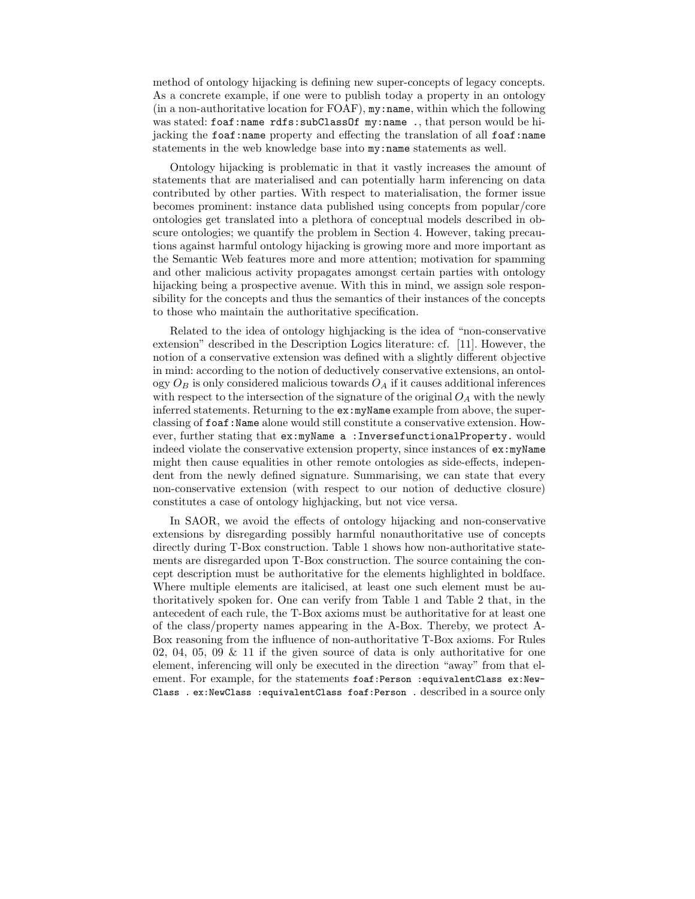method of ontology hijacking is defining new super-concepts of legacy concepts. As a concrete example, if one were to publish today a property in an ontology (in a non-authoritative location for FOAF), `my:name`, within which the following was stated: `foaf:name rdfs:subClassOf my:name .`, that person would be hijacking the `foaf:name` property and effecting the translation of all `foaf:name` statements in the web knowledge base into `my:name` statements as well.

Ontology hijacking is problematic in that it vastly increases the amount of statements that are materialised and can potentially harm inferencing on data contributed by other parties. With respect to materialisation, the former issue becomes prominent: instance data published using concepts from popular/core ontologies get translated into a plethora of conceptual models described in obscure ontologies; we quantify the problem in Section 4. However, taking precautions against harmful ontology hijacking is growing more and more important as the Semantic Web features more and more attention; motivation for spamming and other malicious activity propagates amongst certain parties with ontology hijacking being a prospective avenue. With this in mind, we assign sole responsibility for the concepts and thus the semantics of their instances of the concepts to those who maintain the authoritative specification.

Related to the idea of ontology highjacking is the idea of "non-conservative extension" described in the Description Logics literature: cf. [11]. However, the notion of a conservative extension was defined with a slightly different objective in mind: according to the notion of deductively conservative extensions, an ontology $O_B$ is only considered malicious towards $O_A$ if it causes additional inferences with respect to the intersection of the signature of the original $O_A$ with the newly inferred statements. Returning to the `ex:myName` example from above, the superclassing of `foaf:Name` alone would still constitute a conservative extension. However, further stating that `ex:myName a :InversefunctionalProperty.` would indeed violate the conservative extension property, since instances of `ex:myName` might then cause equalities in other remote ontologies as side-effects, independent from the newly defined signature. Summarising, we can state that every non-conservative extension (with respect to our notion of deductive closure) constitutes a case of ontology highjacking, but not vice versa.

In SAOR, we avoid the effects of ontology hijacking and non-conservative extensions by disregarding possibly harmful nonauthoritative use of concepts directly during T-Box construction. Table 1 shows how non-authoritative statements are disregarded upon T-Box construction. The source containing the concept description must be authoritative for the elements highlighted in boldface. Where multiple elements are italicised, at least one such element must be authoritatively spoken for. One can verify from Table 1 and Table 2 that, in the antecedent of each rule, the T-Box axioms must be authoritative for at least one of the class/property names appearing in the A-Box. Thereby, we protect A-Box reasoning from the influence of non-authoritative T-Box axioms. For Rules 02, 04, 05, 09 & 11 if the given source of data is only authoritative for one element, inferencing will only be executed in the direction "away" from that element. For example, for the statements `foaf:Person :equivalentClass ex:NewClass . ex:NewClass :equivalentClass foaf:Person .` described in a source only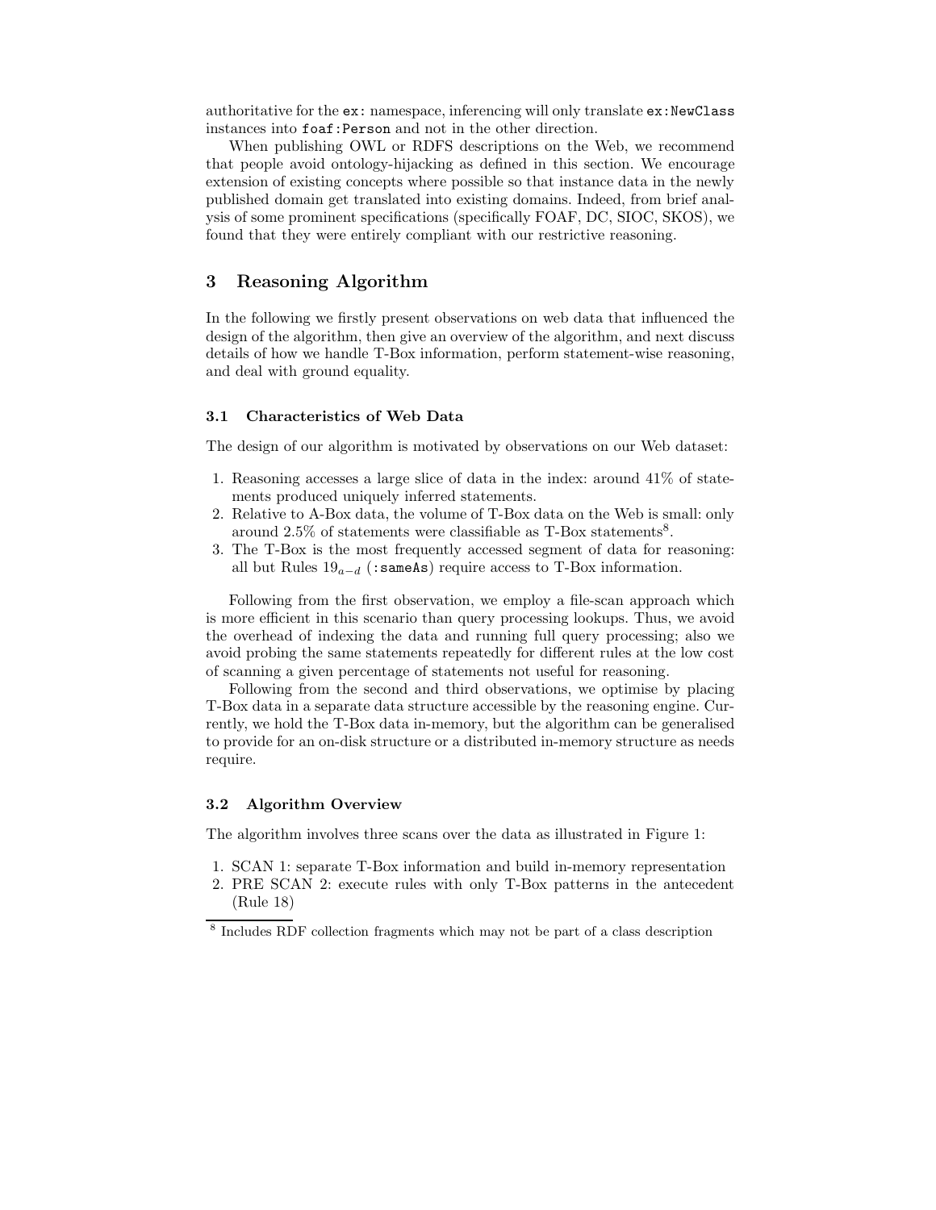authoritative for the `ex:` namespace, inferencing will only translate `ex:NewClass` instances into `foaf:Person` and not in the other direction.

When publishing OWL or RDFS descriptions on the Web, we recommend that people avoid ontology-hijacking as defined in this section. We encourage extension of existing concepts where possible so that instance data in the newly published domain get translated into existing domains. Indeed, from brief analysis of some prominent specifications (specifically FOAF, DC, SIOC, SKOS), we found that they were entirely compliant with our restrictive reasoning.

## 3 Reasoning Algorithm

In the following we firstly present observations on web data that influenced the design of the algorithm, then give an overview of the algorithm, and next discuss details of how we handle T-Box information, perform statement-wise reasoning, and deal with ground equality.

### 3.1 Characteristics of Web Data

The design of our algorithm is motivated by observations on our Web dataset:

1. Reasoning accesses a large slice of data in the index: around 41% of statements produced uniquely inferred statements.
2. Relative to A-Box data, the volume of T-Box data on the Web is small: only around 2.5% of statements were classifiable as T-Box statements[8].
3. The T-Box is the most frequently accessed segment of data for reasoning: all but Rules $19_{a-d}$ (`:sameAs`) require access to T-Box information.

Following from the first observation, we employ a file-scan approach which is more efficient in this scenario than query processing lookups. Thus, we avoid the overhead of indexing the data and running full query processing; also we avoid probing the same statements repeatedly for different rules at the low cost of scanning a given percentage of statements not useful for reasoning.

Following from the second and third observations, we optimise by placing T-Box data in a separate data structure accessible by the reasoning engine. Currently, we hold the T-Box data in-memory, but the algorithm can be generalised to provide for an on-disk structure or a distributed in-memory structure as needs require.

### 3.2 Algorithm Overview

The algorithm involves three scans over the data as illustrated in Figure 1:

1. SCAN 1: separate T-Box information and build in-memory representation
2. PRE SCAN 2: execute rules with only T-Box patterns in the antecedent (Rule 18)

[8] Includes RDF collection fragments which may not be part of a class description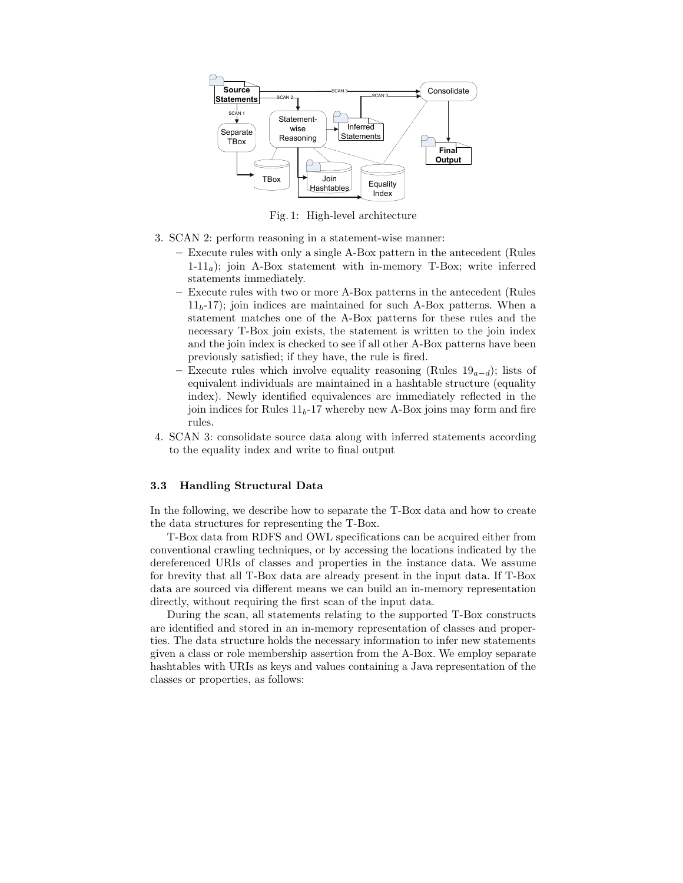Fig. 1: High-level architecture

3. SCAN 2: perform reasoning in a statement-wise manner:
   – Execute rules with only a single A-Box pattern in the antecedent (Rules 1-$11_a$); join A-Box statement with in-memory T-Box; write inferred statements immediately.
   – Execute rules with two or more A-Box patterns in the antecedent (Rules $11_b$-17); join indices are maintained for such A-Box patterns. When a statement matches one of the A-Box patterns for these rules and the necessary T-Box join exists, the statement is written to the join index and the join index is checked to see if all other A-Box patterns have been previously satisfied; if they have, the rule is fired.
   – Execute rules which involve equality reasoning (Rules $19_{a-d}$); lists of equivalent individuals are maintained in a hashtable structure (equality index). Newly identified equivalences are immediately reflected in the join indices for Rules $11_b$-17 whereby new A-Box joins may form and fire rules.
4. SCAN 3: consolidate source data along with inferred statements according to the equality index and write to final output

### 3.3 Handling Structural Data

In the following, we describe how to separate the T-Box data and how to create the data structures for representing the T-Box.

T-Box data from RDFS and OWL specifications can be acquired either from conventional crawling techniques, or by accessing the locations indicated by the dereferenced URIs of classes and properties in the instance data. We assume for brevity that all T-Box data are already present in the input data. If T-Box data are sourced via different means we can build an in-memory representation directly, without requiring the first scan of the input data.

During the scan, all statements relating to the supported T-Box constructs are identified and stored in an in-memory representation of classes and properties. The data structure holds the necessary information to infer new statements given a class or role membership assertion from the A-Box. We employ separate hashtables with URIs as keys and values containing a Java representation of the classes or properties, as follows: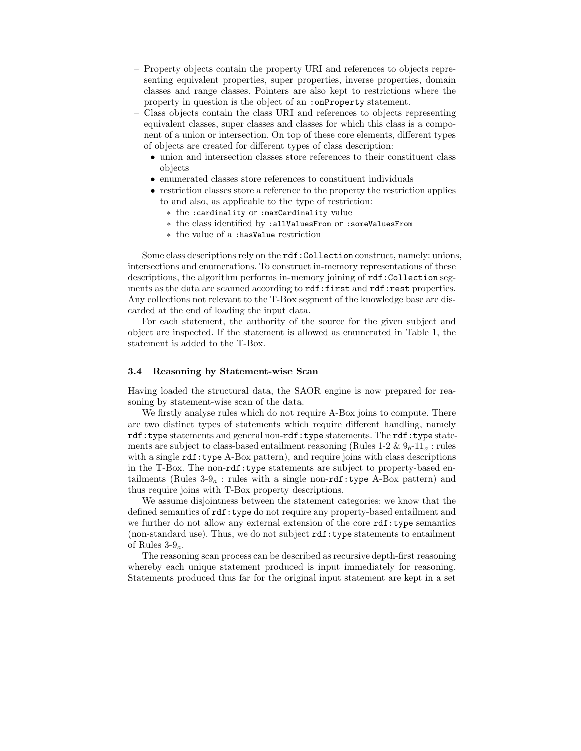- Property objects contain the property URI and references to objects representing equivalent properties, super properties, inverse properties, domain classes and range classes. Pointers are also kept to restrictions where the property in question is the object of an `:onProperty` statement.
- Class objects contain the class URI and references to objects representing equivalent classes, super classes and classes for which this class is a component of a union or intersection. On top of these core elements, different types of objects are created for different types of class description:
  - union and intersection classes store references to their constituent class objects
  - enumerated classes store references to constituent individuals
  - restriction classes store a reference to the property the restriction applies to and also, as applicable to the type of restriction:
    - the `:cardinality` or `:maxCardinality` value
    - the class identified by `:allValuesFrom` or `:someValuesFrom`
    - the value of a `:hasValue` restriction

Some class descriptions rely on the `rdf:Collection` construct, namely: unions, intersections and enumerations. To construct in-memory representations of these descriptions, the algorithm performs in-memory joining of `rdf:Collection` segments as the data are scanned according to `rdf:first` and `rdf:rest` properties. Any collections not relevant to the T-Box segment of the knowledge base are discarded at the end of loading the input data.

For each statement, the authority of the source for the given subject and object are inspected. If the statement is allowed as enumerated in Table 1, the statement is added to the T-Box.

### 3.4 Reasoning by Statement-wise Scan

Having loaded the structural data, the SAOR engine is now prepared for reasoning by statement-wise scan of the data.

We firstly analyse rules which do not require A-Box joins to compute. There are two distinct types of statements which require different handling, namely `rdf:type` statements and general non-`rdf:type` statements. The `rdf:type` statements are subject to class-based entailment reasoning (Rules 1-2 & $9_b$-$11_a$ : rules with a single `rdf:type` A-Box pattern), and require joins with class descriptions in the T-Box. The non-`rdf:type` statements are subject to property-based entailments (Rules 3-$9_a$ : rules with a single non-`rdf:type` A-Box pattern) and thus require joins with T-Box property descriptions.

We assume disjointness between the statement categories: we know that the defined semantics of `rdf:type` do not require any property-based entailment and we further do not allow any external extension of the core `rdf:type` semantics (non-standard use). Thus, we do not subject `rdf:type` statements to entailment of Rules 3-$9_a$.

The reasoning scan process can be described as recursive depth-first reasoning whereby each unique statement produced is input immediately for reasoning. Statements produced thus far for the original input statement are kept in a set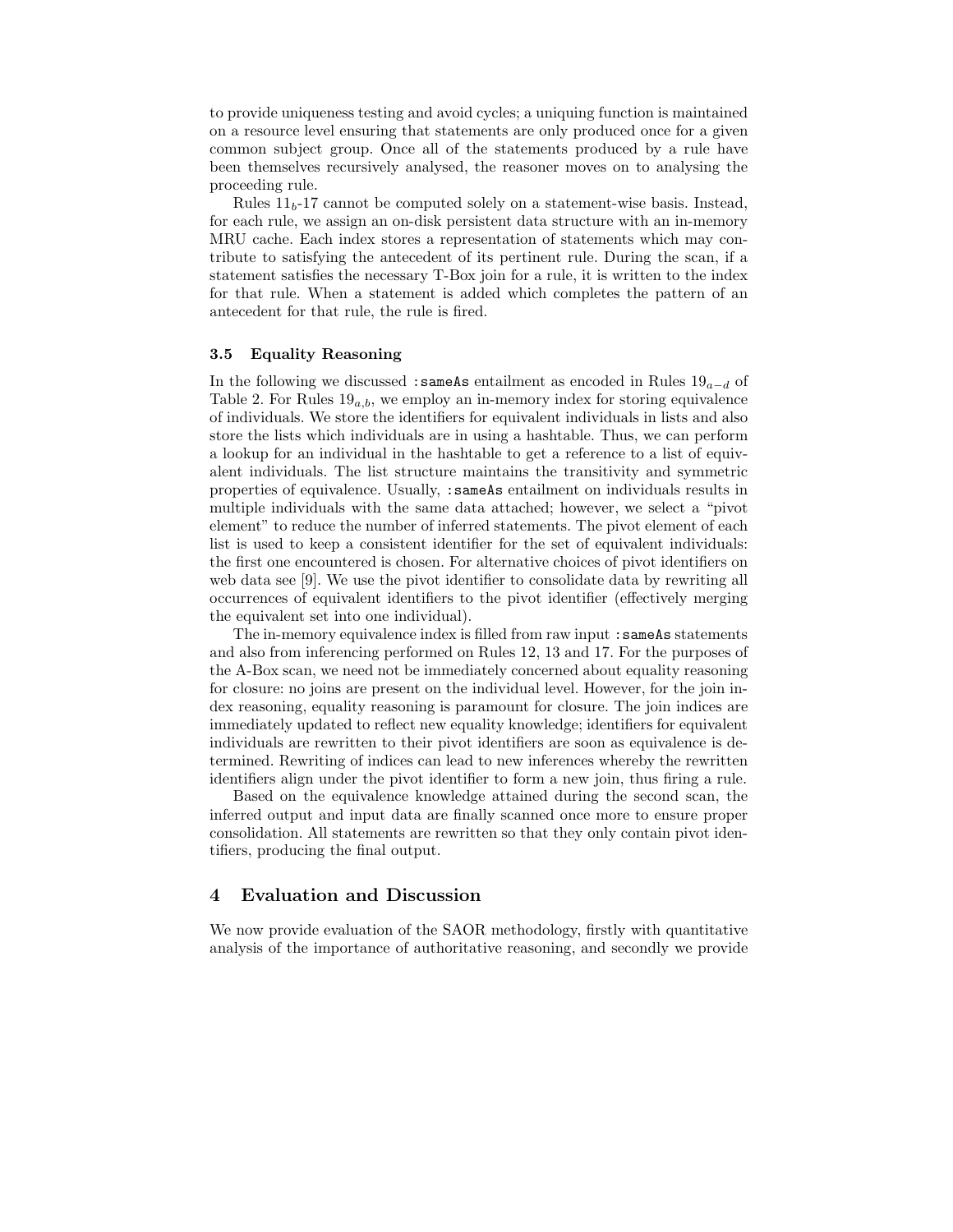to provide uniqueness testing and avoid cycles; a uniquing function is maintained on a resource level ensuring that statements are only produced once for a given common subject group. Once all of the statements produced by a rule have been themselves recursively analysed, the reasoner moves on to analysing the proceeding rule.

Rules $11_b$-17 cannot be computed solely on a statement-wise basis. Instead, for each rule, we assign an on-disk persistent data structure with an in-memory MRU cache. Each index stores a representation of statements which may contribute to satisfying the antecedent of its pertinent rule. During the scan, if a statement satisfies the necessary T-Box join for a rule, it is written to the index for that rule. When a statement is added which completes the pattern of an antecedent for that rule, the rule is fired.

### 3.5 Equality Reasoning

In the following we discussed `:sameAs` entailment as encoded in Rules $19_{a-d}$ of Table 2. For Rules $19_{a,b}$, we employ an in-memory index for storing equivalence of individuals. We store the identifiers for equivalent individuals in lists and also store the lists which individuals are in using a hashtable. Thus, we can perform a lookup for an individual in the hashtable to get a reference to a list of equivalent individuals. The list structure maintains the transitivity and symmetric properties of equivalence. Usually, `:sameAs` entailment on individuals results in multiple individuals with the same data attached; however, we select a "pivot element" to reduce the number of inferred statements. The pivot element of each list is used to keep a consistent identifier for the set of equivalent individuals: the first one encountered is chosen. For alternative choices of pivot identifiers on web data see [9]. We use the pivot identifier to consolidate data by rewriting all occurrences of equivalent identifiers to the pivot identifier (effectively merging the equivalent set into one individual).

The in-memory equivalence index is filled from raw input `:sameAs` statements and also from inferencing performed on Rules 12, 13 and 17. For the purposes of the A-Box scan, we need not be immediately concerned about equality reasoning for closure: no joins are present on the individual level. However, for the join index reasoning, equality reasoning is paramount for closure. The join indices are immediately updated to reflect new equality knowledge; identifiers for equivalent individuals are rewritten to their pivot identifiers are soon as equivalence is determined. Rewriting of indices can lead to new inferences whereby the rewritten identifiers align under the pivot identifier to form a new join, thus firing a rule.

Based on the equivalence knowledge attained during the second scan, the inferred output and input data are finally scanned once more to ensure proper consolidation. All statements are rewritten so that they only contain pivot identifiers, producing the final output.

## 4 Evaluation and Discussion

We now provide evaluation of the SAOR methodology, firstly with quantitative analysis of the importance of authoritative reasoning, and secondly we provide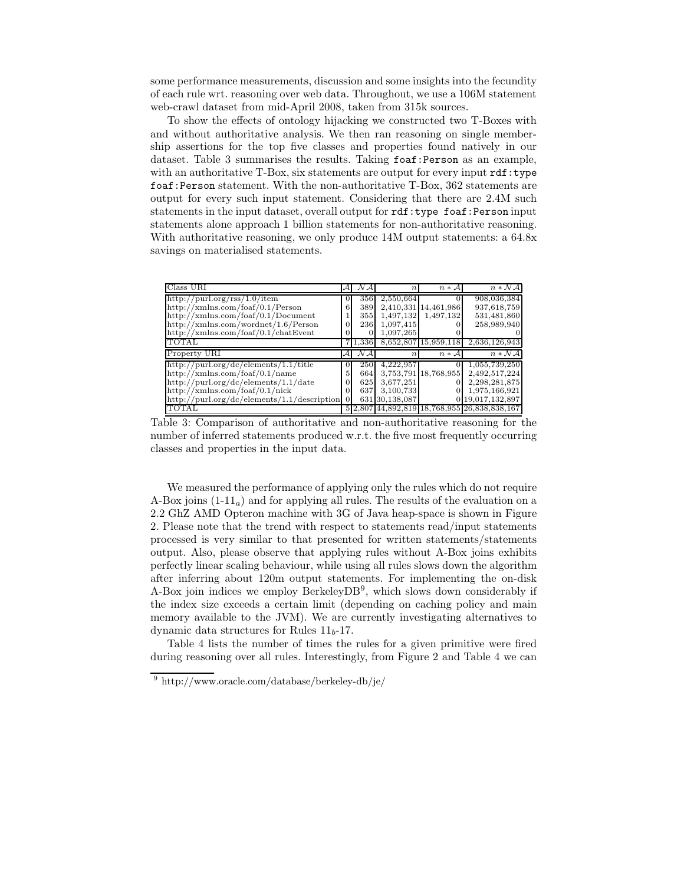some performance measurements, discussion and some insights into the fecundity of each rule wrt. reasoning over web data. Throughout, we use a 106M statement web-crawl dataset from mid-April 2008, taken from 315k sources.

To show the effects of ontology hijacking we constructed two T-Boxes with and without authoritative analysis. We then ran reasoning on single membership assertions for the top five classes and properties found natively in our dataset. Table 3 summarises the results. Taking `foaf:Person` as an example, with an authoritative T-Box, six statements are output for every input `rdf:type foaf:Person` statement. With the non-authoritative T-Box, 362 statements are output for every such input statement. Considering that there are 2.4M such statements in the input dataset, overall output for `rdf:type foaf:Person` input statements alone approach 1 billion statements for non-authoritative reasoning. With authoritative reasoning, we only produce 14M output statements: a 64.8x savings on materialised statements.

| Class URI | $\mathcal{A}$ | $\mathcal{NA}$ | $n$ | $n * \mathcal{A}$ | $n * \mathcal{NA}$ |
|---|---|---|---|---|---|
| http://purl.org/rss/1.0/item | 0 | 356 | 2,550,664 | 0 | 908,036,384 |
| http://xmlns.com/foaf/0.1/Person | 6 | 389 | 2,410,331 | 14,461,986 | 937,618,759 |
| http://xmlns.com/foaf/0.1/Document | 1 | 355 | 1,497,132 | 1,497,132 | 531,481,860 |
| http://xmlns.com/wordnet/1.6/Person | 0 | 236 | 1,097,415 | 0 | 258,989,940 |
| http://xmlns.com/foaf/0.1/chatEvent | 0 | 0 | 1,097,265 | 0 | 0 |
| TOTAL | 7 | 1,336 | 8,652,807 | 15,959,118 | 2,636,126,943 |
| **Property URI** | $\mathcal{A}$ | $\mathcal{NA}$ | $n$ | $n * \mathcal{A}$ | $n * \mathcal{NA}$ |
| http://purl.org/dc/elements/1.1/title | 0 | 250 | 4,222,957 | 0 | 1,055,739,250 |
| http://xmlns.com/foaf/0.1/name | 5 | 664 | 3,753,791 | 18,768,955 | 2,492,517,224 |
| http://purl.org/dc/elements/1.1/date | 0 | 625 | 3,677,251 | 0 | 2,298,281,875 |
| http://xmlns.com/foaf/0.1/nick | 0 | 637 | 3,100,733 | 0 | 1,975,166,921 |
| http://purl.org/dc/elements/1.1/description | 0 | 631 | 30,138,087 | 0 | 19,017,132,897 |
| TOTAL | 5 | 2,807 | 44,892,819 | 18,768,955 | 26,838,838,167 |

Table 3: Comparison of authoritative and non-authoritative reasoning for the number of inferred statements produced w.r.t. the five most frequently occurring classes and properties in the input data.

We measured the performance of applying only the rules which do not require A-Box joins (1-$11_a$) and for applying all rules. The results of the evaluation on a 2.2 GhZ AMD Opteron machine with 3G of Java heap-space is shown in Figure 2. Please note that the trend with respect to statements read/input statements processed is very similar to that presented for written statements/statements output. Also, please observe that applying rules without A-Box joins exhibits perfectly linear scaling behaviour, while using all rules slows down the algorithm after inferring about 120m output statements. For implementing the on-disk A-Box join indices we employ BerkeleyDB[9], which slows down considerably if the index size exceeds a certain limit (depending on caching policy and main memory available to the JVM). We are currently investigating alternatives to dynamic data structures for Rules $11_b$-17.

Table 4 lists the number of times the rules for a given primitive were fired during reasoning over all rules. Interestingly, from Figure 2 and Table 4 we can

[9] http://www.oracle.com/database/berkeley-db/je/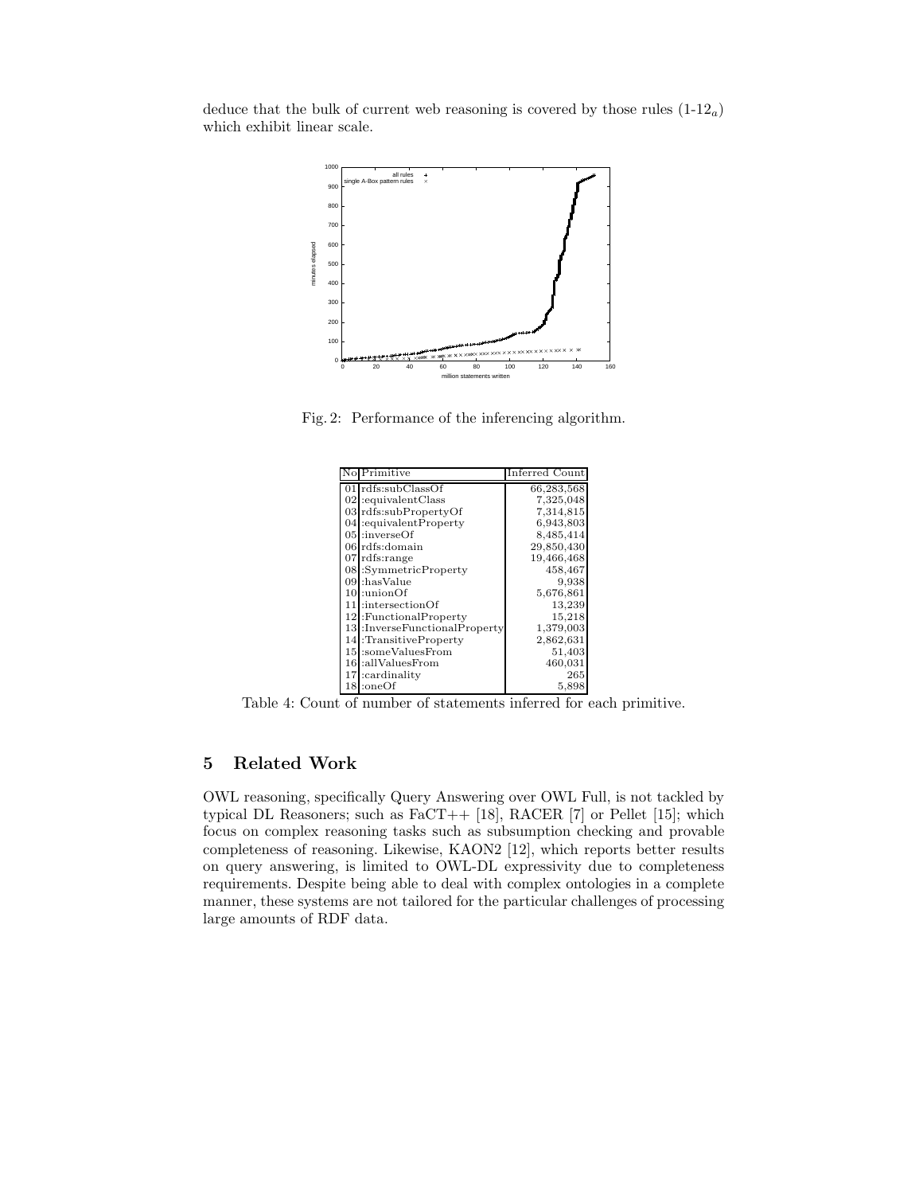deduce that the bulk of current web reasoning is covered by those rules ($1$-$12_a$) which exhibit linear scale.

Fig. 2: Performance of the inferencing algorithm.

| No | Primitive | Inferred Count |
|---|---|---|
| 01 | rdfs:subClassOf | 66,283,568 |
| 02 | :equivalentClass | 7,325,048 |
| 03 | rdfs:subPropertyOf | 7,314,815 |
| 04 | :equivalentProperty | 6,943,803 |
| 05 | :inverseOf | 8,485,414 |
| 06 | rdfs:domain | 29,850,430 |
| 07 | rdfs:range | 19,466,468 |
| 08 | :SymmetricProperty | 458,467 |
| 09 | :hasValue | 9,938 |
| 10 | :unionOf | 5,676,861 |
| 11 | :intersectionOf | 13,239 |
| 12 | :FunctionalProperty | 15,218 |
| 13 | :InverseFunctionalProperty | 1,379,003 |
| 14 | :TransitiveProperty | 2,862,631 |
| 15 | :someValuesFrom | 51,403 |
| 16 | :allValuesFrom | 460,031 |
| 17 | :cardinality | 265 |
| 18 | :oneOf | 5,898 |

Table 4: Count of number of statements inferred for each primitive.

## 5 Related Work

OWL reasoning, specifically Query Answering over OWL Full, is not tackled by typical DL Reasoners; such as FaCT++ [18], RACER [7] or Pellet [15]; which focus on complex reasoning tasks such as subsumption checking and provable completeness of reasoning. Likewise, KAON2 [12], which reports better results on query answering, is limited to OWL-DL expressivity due to completeness requirements. Despite being able to deal with complex ontologies in a complete manner, these systems are not tailored for the particular challenges of processing large amounts of RDF data.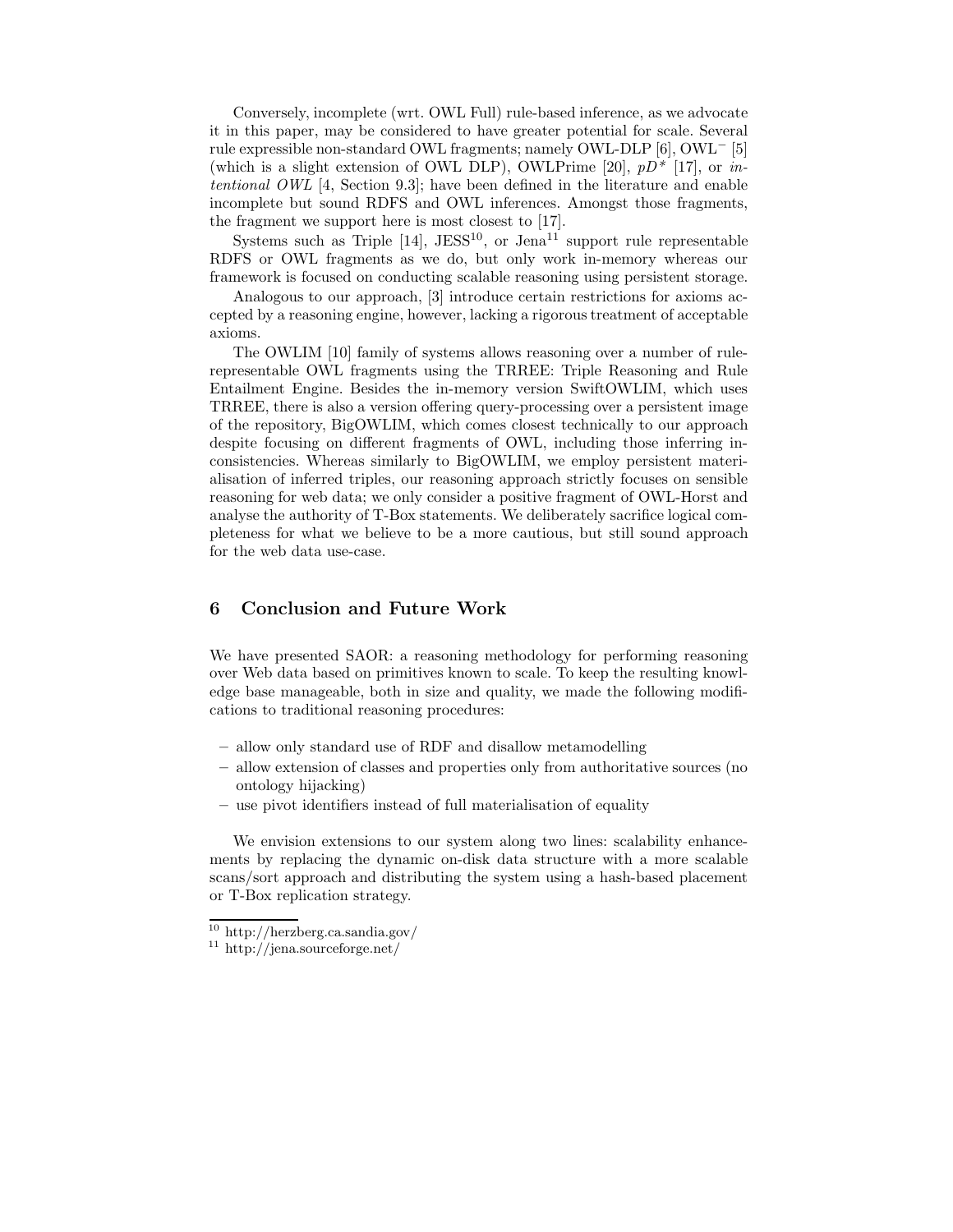Conversely, incomplete (wrt. OWL Full) rule-based inference, as we advocate it in this paper, may be considered to have greater potential for scale. Several rule expressible non-standard OWL fragments; namely OWL-DLP [6], OWL$^-$ [5] (which is a slight extension of OWL DLP), OWLPrime [20], *pD\** [17], or *intentional OWL* [4, Section 9.3]; have been defined in the literature and enable incomplete but sound RDFS and OWL inferences. Amongst those fragments, the fragment we support here is most closest to [17].

Systems such as Triple [14], JESS[10], or Jena[11] support rule representable RDFS or OWL fragments as we do, but only work in-memory whereas our framework is focused on conducting scalable reasoning using persistent storage.

Analogous to our approach, [3] introduce certain restrictions for axioms accepted by a reasoning engine, however, lacking a rigorous treatment of acceptable axioms.

The OWLIM [10] family of systems allows reasoning over a number of rule-representable OWL fragments using the TRREE: Triple Reasoning and Rule Entailment Engine. Besides the in-memory version SwiftOWLIM, which uses TRREE, there is also a version offering query-processing over a persistent image of the repository, BigOWLIM, which comes closest technically to our approach despite focusing on different fragments of OWL, including those inferring inconsistencies. Whereas similarly to BigOWLIM, we employ persistent materialisation of inferred triples, our reasoning approach strictly focuses on sensible reasoning for web data; we only consider a positive fragment of OWL-Horst and analyse the authority of T-Box statements. We deliberately sacrifice logical completeness for what we believe to be a more cautious, but still sound approach for the web data use-case.

## 6 Conclusion and Future Work

We have presented SAOR: a reasoning methodology for performing reasoning over Web data based on primitives known to scale. To keep the resulting knowledge base manageable, both in size and quality, we made the following modifications to traditional reasoning procedures:

- allow only standard use of RDF and disallow metamodelling
- allow extension of classes and properties only from authoritative sources (no ontology hijacking)
- use pivot identifiers instead of full materialisation of equality

We envision extensions to our system along two lines: scalability enhancements by replacing the dynamic on-disk data structure with a more scalable scans/sort approach and distributing the system using a hash-based placement or T-Box replication strategy.

[10] http://herzberg.ca.sandia.gov/

[11] http://jena.sourceforge.net/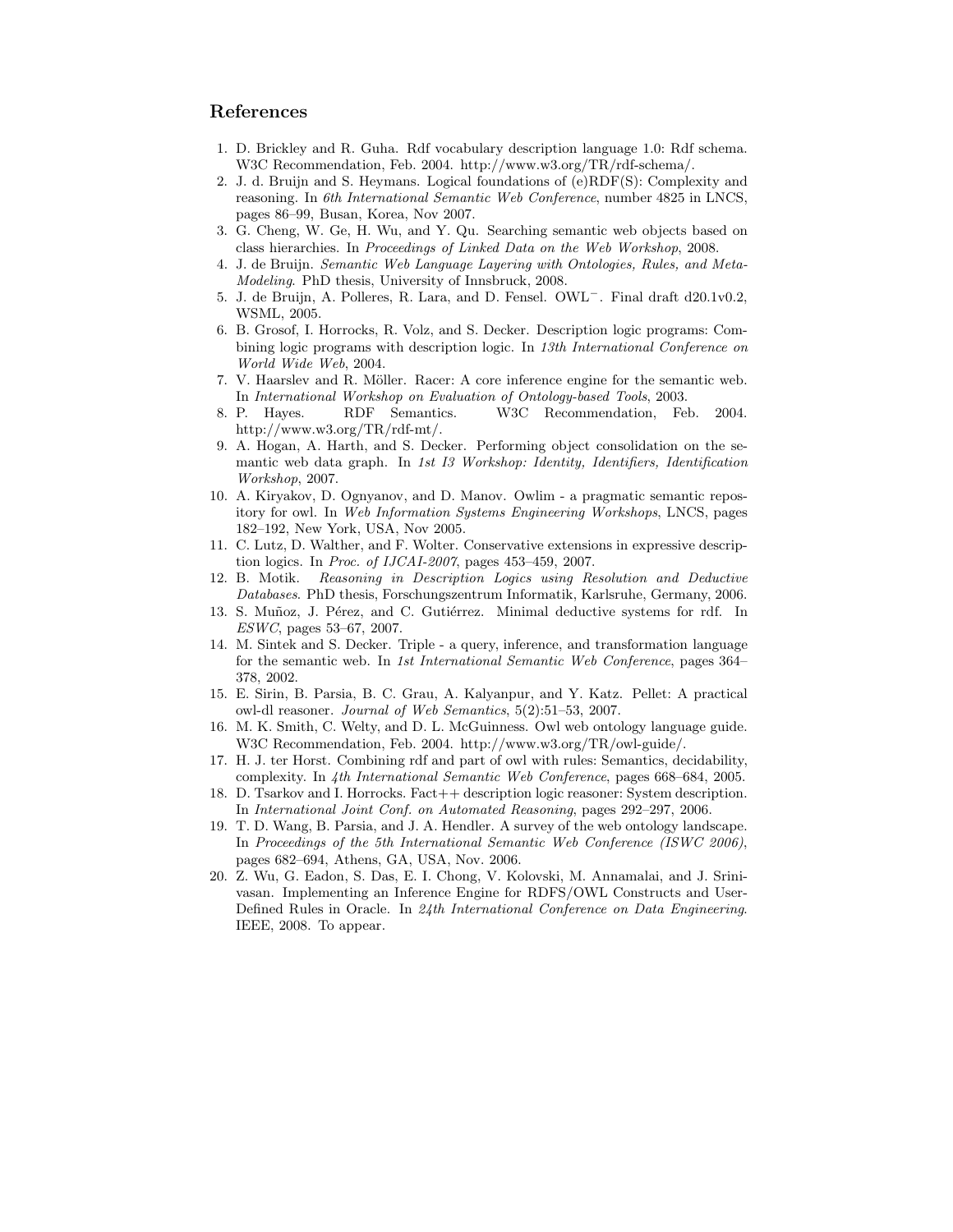## References

1. D. Brickley and R. Guha. Rdf vocabulary description language 1.0: Rdf schema. W3C Recommendation, Feb. 2004. http://www.w3.org/TR/rdf-schema/.
2. J. d. Bruijn and S. Heymans. Logical foundations of (e)RDF(S): Complexity and reasoning. In *6th International Semantic Web Conference*, number 4825 in LNCS, pages 86–99, Busan, Korea, Nov 2007.
3. G. Cheng, W. Ge, H. Wu, and Y. Qu. Searching semantic web objects based on class hierarchies. In *Proceedings of Linked Data on the Web Workshop*, 2008.
4. J. de Bruijn. *Semantic Web Language Layering with Ontologies, Rules, and Meta-Modeling*. PhD thesis, University of Innsbruck, 2008.
5. J. de Bruijn, A. Polleres, R. Lara, and D. Fensel. OWL$^{-}$. Final draft d20.1v0.2, WSML, 2005.
6. B. Grosof, I. Horrocks, R. Volz, and S. Decker. Description logic programs: Combining logic programs with description logic. In *13th International Conference on World Wide Web*, 2004.
7. V. Haarslev and R. Möller. Racer: A core inference engine for the semantic web. In *International Workshop on Evaluation of Ontology-based Tools*, 2003.
8. P. Hayes. RDF Semantics. W3C Recommendation, Feb. 2004. http://www.w3.org/TR/rdf-mt/.
9. A. Hogan, A. Harth, and S. Decker. Performing object consolidation on the semantic web data graph. In *1st I3 Workshop: Identity, Identifiers, Identification Workshop*, 2007.
10. A. Kiryakov, D. Ognyanov, and D. Manov. Owlim - a pragmatic semantic repository for owl. In *Web Information Systems Engineering Workshops*, LNCS, pages 182–192, New York, USA, Nov 2005.
11. C. Lutz, D. Walther, and F. Wolter. Conservative extensions in expressive description logics. In *Proc. of IJCAI-2007*, pages 453–459, 2007.
12. B. Motik. *Reasoning in Description Logics using Resolution and Deductive Databases*. PhD thesis, Forschungszentrum Informatik, Karlsruhe, Germany, 2006.
13. S. Muñoz, J. Pérez, and C. Gutiérrez. Minimal deductive systems for rdf. In *ESWC*, pages 53–67, 2007.
14. M. Sintek and S. Decker. Triple - a query, inference, and transformation language for the semantic web. In *1st International Semantic Web Conference*, pages 364–378, 2002.
15. E. Sirin, B. Parsia, B. C. Grau, A. Kalyanpur, and Y. Katz. Pellet: A practical owl-dl reasoner. *Journal of Web Semantics*, 5(2):51–53, 2007.
16. M. K. Smith, C. Welty, and D. L. McGuinness. Owl web ontology language guide. W3C Recommendation, Feb. 2004. http://www.w3.org/TR/owl-guide/.
17. H. J. ter Horst. Combining rdf and part of owl with rules: Semantics, decidability, complexity. In *4th International Semantic Web Conference*, pages 668–684, 2005.
18. D. Tsarkov and I. Horrocks. Fact++ description logic reasoner: System description. In *International Joint Conf. on Automated Reasoning*, pages 292–297, 2006.
19. T. D. Wang, B. Parsia, and J. A. Hendler. A survey of the web ontology landscape. In *Proceedings of the 5th International Semantic Web Conference (ISWC 2006)*, pages 682–694, Athens, GA, USA, Nov. 2006.
20. Z. Wu, G. Eadon, S. Das, E. I. Chong, V. Kolovski, M. Annamalai, and J. Srinivasan. Implementing an Inference Engine for RDFS/OWL Constructs and User-Defined Rules in Oracle. In *24th International Conference on Data Engineering*. IEEE, 2008. To appear.